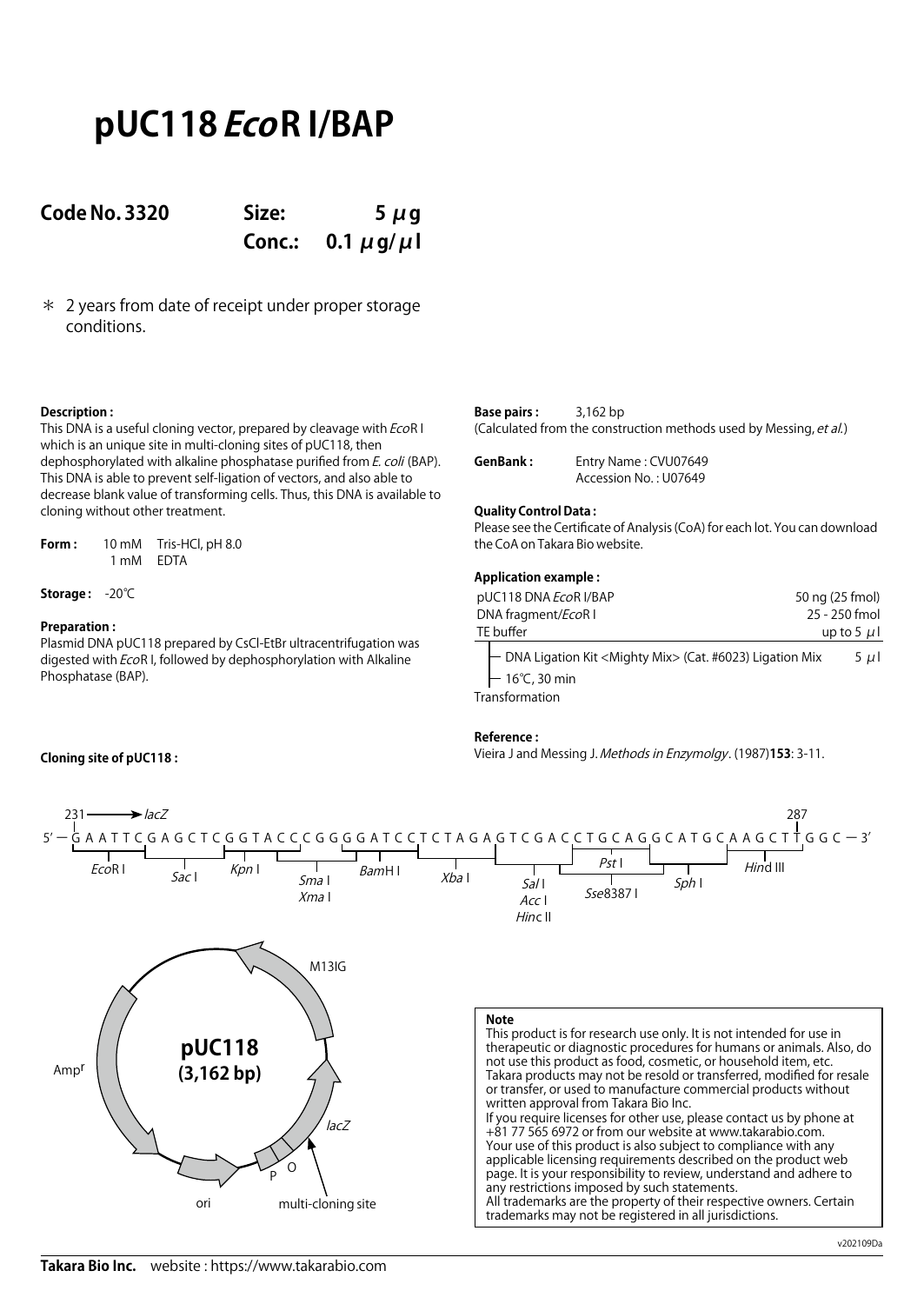# pUC118 *Eco*R I/BAP

**Code No. 3320**

**Size: 5 μg**

**Conc.: 0.1 μg/μl**

＊ 2 years from date of receipt under proper storage conditions.

**Description :**

This DNA is a useful cloning vector, prepared by cleavage with *Eco*R I which is an unique site in multi-cloning sites of pUC118, then dephosphorylated with alkaline phosphatase purified from *E. coli* (BAP). This DNA is able to prevent self-ligation of vectors, and also able to decrease blank value of transforming cells. Thus, this DNA is available to cloning without other treatment.

**Form :** 10 mM Tris-HCl, pH 8.0
1 mM EDTA

**Storage :** -20℃

**Preparation :**

Plasmid DNA pUC118 prepared by CsCl-EtBr ultracentrifugation was digested with *Eco*R I, followed by dephosphorylation with Alkaline Phosphatase (BAP).

**Base pairs :** 3,162 bp
(Calculated from the construction methods used by Messing, *et al.*)

**GenBank :** Entry Name : CVU07649
Accession No. : U07649

**Quality Control Data :**

Please see the Certificate of Analysis (CoA) for each lot. You can download the CoA on Takara Bio website.

**Application example :**

| | |
|---|---|
| pUC118 DNA *Eco*R I/BAP | 50 ng (25 fmol) |
| DNA fragment/*Eco*R I | 25 - 250 fmol |
| TE buffer | up to 5 μl |

- DNA Ligation Kit <Mighty Mix> (Cat. #6023) Ligation Mix 5 μl
- 16℃, 30 min

Transformation

**Reference :**

Vieira J and Messing J. *Methods in Enzymolgy*. (1987)**153**: 3-11.

**Cloning site of pUC118 :**

231 → *lacZ* ... 287

5′ − G A A T T C G A G C T C G G T A C C C G G G G A T C C T C T A G A G T C G A C C T G C A G G C A T G C A A G C T T G G C − 3′

*Eco*R I, *Sac* I, *Kpn* I, *Sma* I / *Xma* I, *Bam*H I, *Xba* I, *Sal* I / *Acc* I / *Hin*c II, *Pst* I, *Sse*8387 I, *Sph* I, *Hin*d III

pUC118 (3,162 bp)

M13IG, Amp^r, *lacZ*, P, O, ori, multi-cloning site

**Note**

This product is for research use only. It is not intended for use in therapeutic or diagnostic procedures for humans or animals. Also, do not use this product as food, cosmetic, or household item, etc.
Takara products may not be resold or transferred, modified for resale or transfer, or used to manufacture commercial products without written approval from Takara Bio Inc.
If you require licenses for other use, please contact us by phone at +81 77 565 6972 or from our website at www.takarabio.com.
Your use of this product is also subject to compliance with any applicable licensing requirements described on the product web page. It is your responsibility to review, understand and adhere to any restrictions imposed by such statements.
All trademarks are the property of their respective owners. Certain trademarks may not be registered in all jurisdictions.

v202109Da

**Takara Bio Inc.** website : https://www.takarabio.com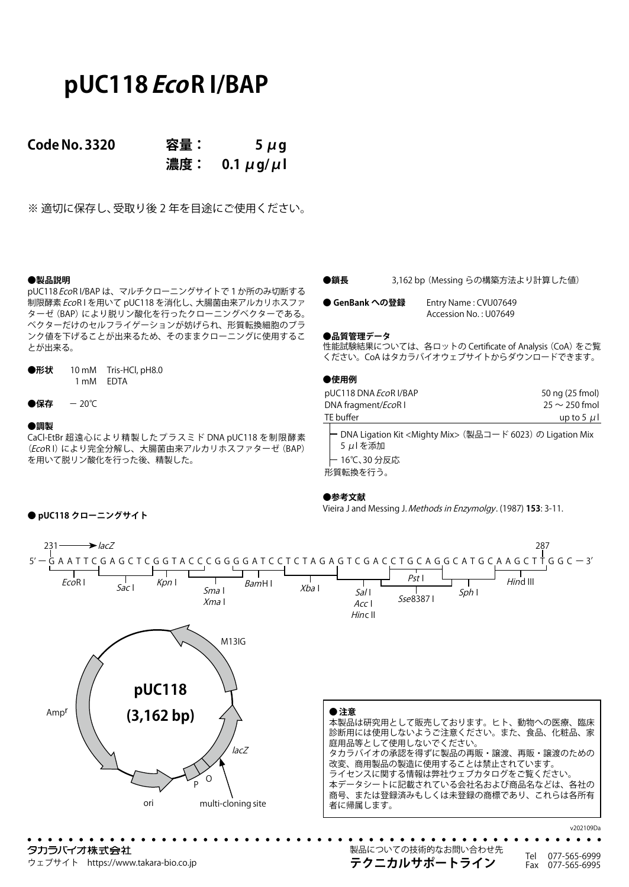# pUC118 *Eco*R I/BAP

**Code No. 3320**　　**容量：　5 μg**
　　　　　　　　　**濃度：　0.1 μg/μl**

※ 適切に保存し、受取り後 2 年を目途にご使用ください。

## ●製品説明

pUC118 *Eco*R I/BAP は、マルチクローニングサイトで 1 か所のみ切断する制限酵素 *Eco*R I を用いて pUC118 を消化し、大腸菌由来アルカリホスファターゼ（BAP）により脱リン酸化を行ったクローニングベクターである。ベクターだけのセルフライゲーションが妨げられ、形質転換細胞のブランク値を下げることが出来るため、そのままクローニングに使用することが出来る。

**●形状**　10 mM　Tris-HCl, pH8.0
　　　　　1 mM　EDTA

**●保存**　－ 20℃

## ●調製

CaCl-EtBr 超遠心により精製したプラスミド DNA pUC118 を制限酵素（*Eco*R I）により完全分解し、大腸菌由来アルカリホスファターゼ（BAP）を用いて脱リン酸化を行った後、精製した。

**●鎖長**　3,162 bp（Messing らの構築方法より計算した値）

**● GenBank への登録**　Entry Name : CVU07649
　　　　　　　　　　　Accession No. : U07649

## ●品質管理データ

性能試験結果については、各ロットの Certificate of Analysis（CoA）をご覧ください。CoA はタカラバイオウェブサイトからダウンロードできます。

## ●使用例

| | |
|---|---|
| pUC118 DNA *Eco*R I/BAP | 50 ng (25 fmol) |
| DNA fragment/*Eco*R I | 25 ～ 250 fmol |
| TE buffer | up to 5 μl |

├ DNA Ligation Kit <Mighty Mix>（製品コード 6023）の Ligation Mix 5 μl を添加
├ 16℃、30 分反応
形質転換を行う。

## ●参考文献

Vieira J and Messing J. *Methods in Enzymolgy*. (1987) **153**: 3-11.

## ● pUC118 クローニングサイト

231 → *lacZ*　　287

5′－GAATTCGAGCTCGGTACCCGGGGATCCTCTAGAGTCGACCTGCAGGCATGCAAGCTTGGC－3′

*Eco*R I　*Sac* I　*Kpn* I　*Sma* I / *Xma* I　*Bam*H I　*Xba* I　*Sal* I / *Acc* I / *Hinc* II　*Pst* I　*Sse*8387 I　*Sph* I　*Hin*d III

pUC118
(3,162 bp)

M13IG
Amp[r]
*lacZ*
P　O
ori
multi-cloning site

## ● 注意

本製品は研究用として販売しております。ヒト、動物への医療、臨床診断用には使用しないようご注意ください。また、食品、化粧品、家庭用品等として使用しないでください。
タカラバイオの承認を得ずに製品の再販・譲渡、再販・譲渡のための改変、商用製品の製造に使用することは禁止されています。
ライセンスに関する情報は弊社ウェブカタログをご覧ください。
本データシートに記載されている会社名および商品名などは、各社の商号、または登録済みもしくは未登録の商標であり、これらは各所有者に帰属します。

v202109Da

タカラバイオ株式会社
ウェブサイト　https://www.takara-bio.co.jp

製品についての技術的なお問い合わせ先
テクニカルサポートライン　Tel 077-565-6999　Fax 077-565-6995